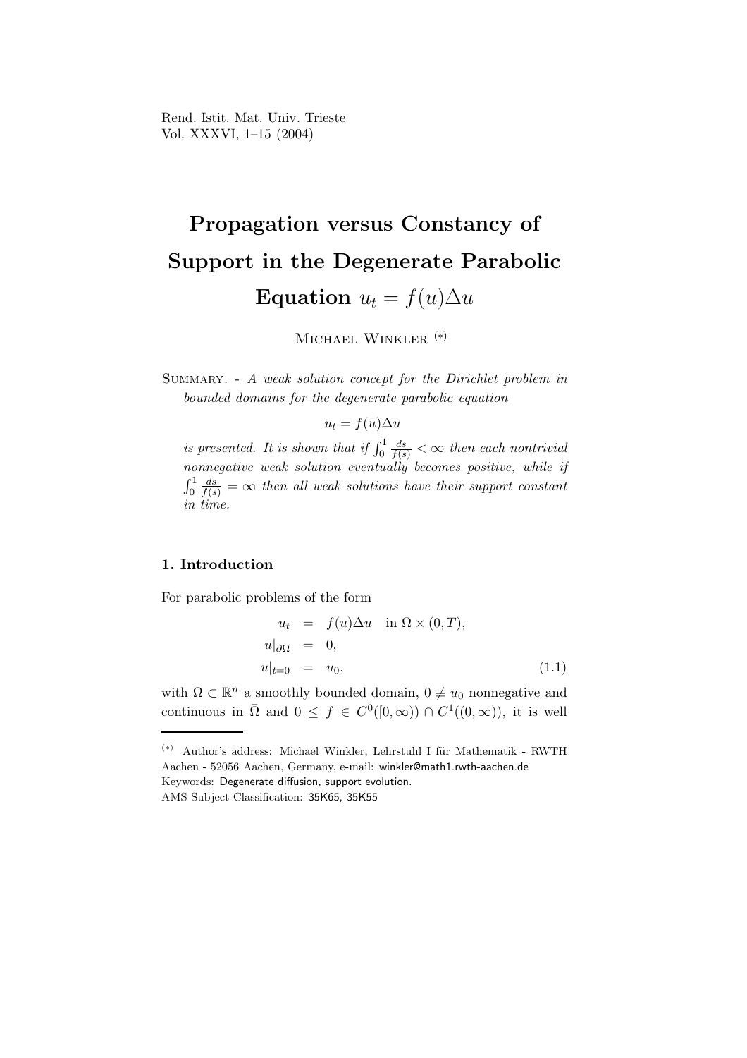# Propagation versus Constancy of Support in the Degenerate Parabolic Equation $u_t = f(u)\Delta u$

Michael Winkler [(*)]

Summary. - *A weak solution concept for the Dirichlet problem in bounded domains for the degenerate parabolic equation*

$$u_t = f(u)\Delta u$$

*is presented. It is shown that if $\int_0^1 \frac{ds}{f(s)} < \infty$ then each nontrivial nonnegative weak solution eventually becomes positive, while if $\int_0^1 \frac{ds}{f(s)} = \infty$ then all weak solutions have their support constant in time.*

## 1. Introduction

For parabolic problems of the form

$$\begin{aligned} u_t &= f(u)\Delta u \quad \text{in } \Omega \times (0,T), \\ u|_{\partial\Omega} &= 0, \\ u|_{t=0} &= u_0, \end{aligned} \tag{1.1}$$

with $\Omega \subset \mathbb{R}^n$ a smoothly bounded domain, $0 \not\equiv u_0$ nonnegative and continuous in $\bar{\Omega}$ and $0 \leq f \in C^0([0,\infty)) \cap C^1((0,\infty))$, it is well

---

(*) Author's address: Michael Winkler, Lehrstuhl I für Mathematik - RWTH Aachen - 52056 Aachen, Germany, e-mail: winkler@math1.rwth-aachen.de

Keywords: Degenerate diffusion, support evolution.

AMS Subject Classification: 35K65, 35K55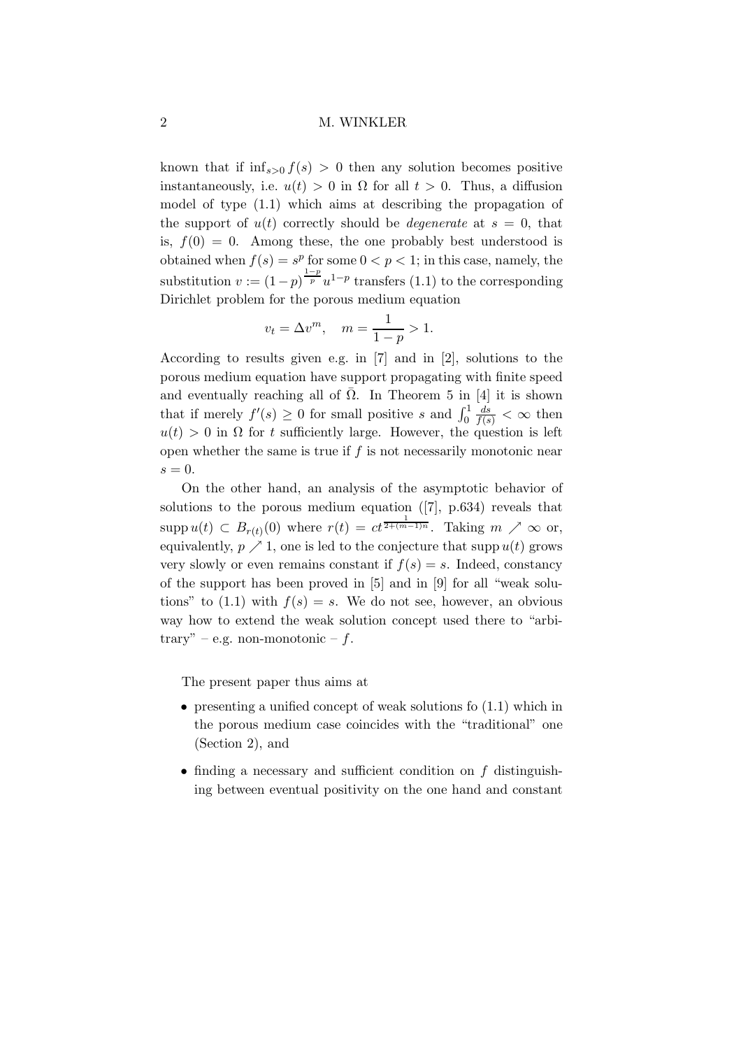known that if $\inf_{s>0} f(s) > 0$ then any solution becomes positive instantaneously, i.e. $u(t) > 0$ in $\Omega$ for all $t > 0$. Thus, a diffusion model of type (1.1) which aims at describing the propagation of the support of $u(t)$ correctly should be *degenerate* at $s = 0$, that is, $f(0) = 0$. Among these, the one probably best understood is obtained when $f(s) = s^p$ for some $0 < p < 1$; in this case, namely, the substitution $v := (1-p)^{\frac{1-p}{p}} u^{1-p}$ transfers (1.1) to the corresponding Dirichlet problem for the porous medium equation

$$v_t = \Delta v^m, \quad m = \frac{1}{1-p} > 1.$$

According to results given e.g. in [7] and in [2], solutions to the porous medium equation have support propagating with finite speed and eventually reaching all of $\bar{\Omega}$. In Theorem 5 in [4] it is shown that if merely $f'(s) \geq 0$ for small positive $s$ and $\int_0^1 \frac{ds}{f(s)} < \infty$ then $u(t) > 0$ in $\Omega$ for $t$ sufficiently large. However, the question is left open whether the same is true if $f$ is not necessarily monotonic near $s = 0$.

On the other hand, an analysis of the asymptotic behavior of solutions to the porous medium equation ([7], p.634) reveals that $\operatorname{supp} u(t) \subset B_{r(t)}(0)$ where $r(t) = ct^{\frac{1}{2+(m-1)n}}$. Taking $m \nearrow \infty$ or, equivalently, $p \nearrow 1$, one is led to the conjecture that $\operatorname{supp} u(t)$ grows very slowly or even remains constant if $f(s) = s$. Indeed, constancy of the support has been proved in [5] and in [9] for all "weak solutions" to (1.1) with $f(s) = s$. We do not see, however, an obvious way how to extend the weak solution concept used there to "arbitrary" – e.g. non-monotonic – $f$.

The present paper thus aims at

- presenting a unified concept of weak solutions fo (1.1) which in the porous medium case coincides with the "traditional" one (Section 2), and
- finding a necessary and sufficient condition on $f$ distinguishing between eventual positivity on the one hand and constant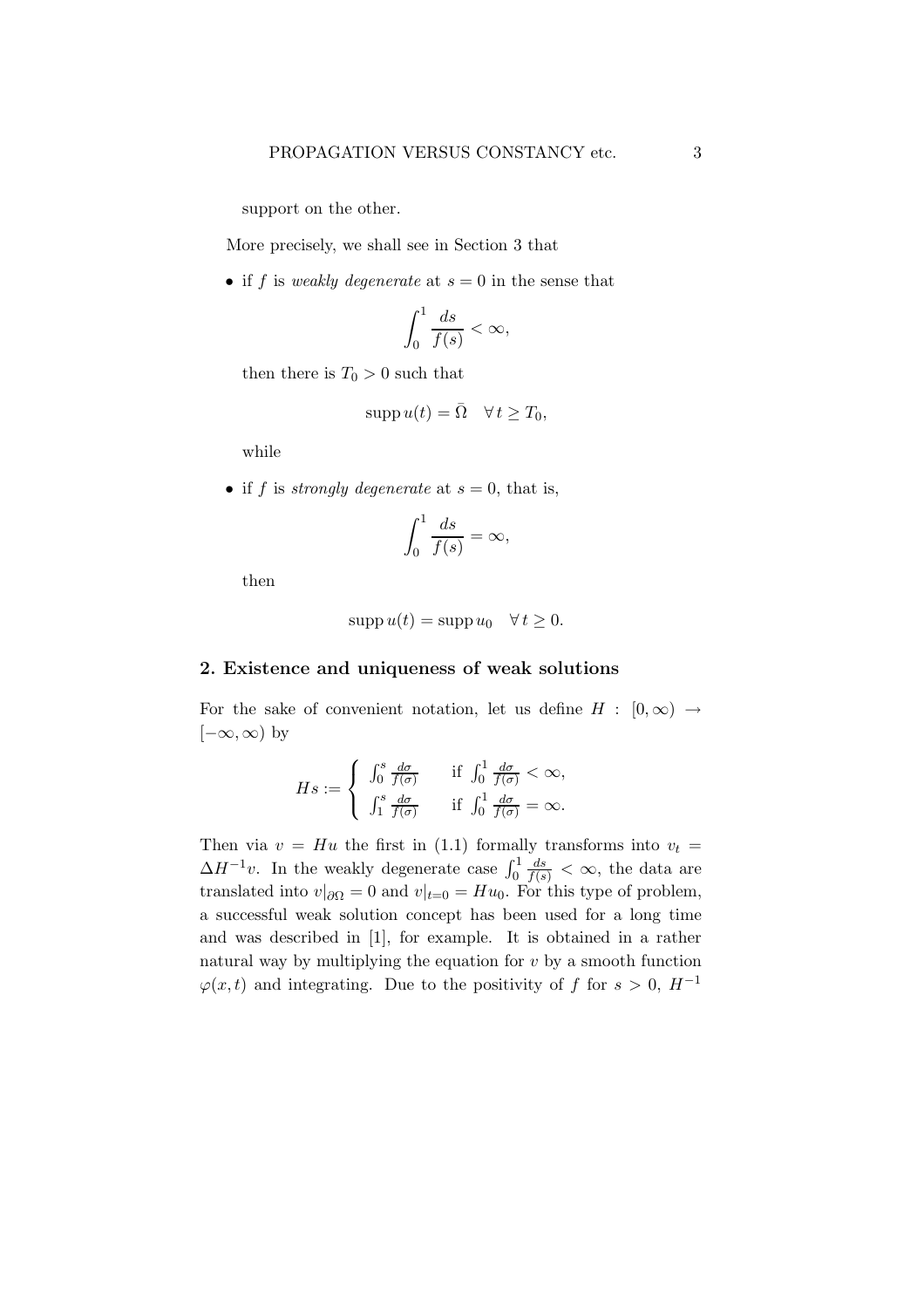support on the other.

More precisely, we shall see in Section 3 that

- if $f$ is *weakly degenerate* at $s = 0$ in the sense that

$$\int_0^1 \frac{ds}{f(s)} < \infty,$$

then there is $T_0 > 0$ such that

$$\operatorname{supp} u(t) = \bar{\Omega} \quad \forall\, t \geq T_0,$$

while

- if $f$ is *strongly degenerate* at $s = 0$, that is,

$$\int_0^1 \frac{ds}{f(s)} = \infty,$$

then

$$\operatorname{supp} u(t) = \operatorname{supp} u_0 \quad \forall\, t \geq 0.$$

## 2. Existence and uniqueness of weak solutions

For the sake of convenient notation, let us define $H : [0, \infty) \to [-\infty, \infty)$ by

$$Hs := \begin{cases} \int_0^s \frac{d\sigma}{f(\sigma)} & \text{if } \int_0^1 \frac{d\sigma}{f(\sigma)} < \infty, \\ \int_1^s \frac{d\sigma}{f(\sigma)} & \text{if } \int_0^1 \frac{d\sigma}{f(\sigma)} = \infty. \end{cases}$$

Then via $v = Hu$ the first in (1.1) formally transforms into $v_t = \Delta H^{-1} v$. In the weakly degenerate case $\int_0^1 \frac{ds}{f(s)} < \infty$, the data are translated into $v|_{\partial\Omega} = 0$ and $v|_{t=0} = Hu_0$. For this type of problem, a successful weak solution concept has been used for a long time and was described in [1], for example. It is obtained in a rather natural way by multiplying the equation for $v$ by a smooth function $\varphi(x, t)$ and integrating. Due to the positivity of $f$ for $s > 0$, $H^{-1}$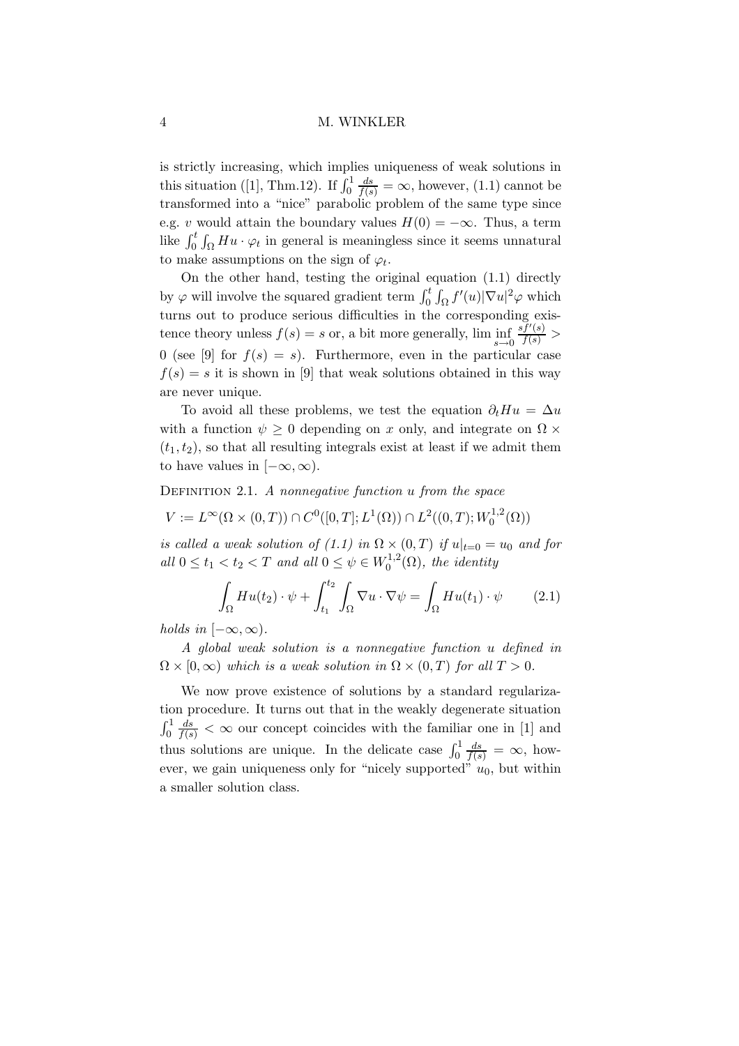is strictly increasing, which implies uniqueness of weak solutions in this situation ([1], Thm.12). If $\int_0^1 \frac{ds}{f(s)} = \infty$, however, (1.1) cannot be transformed into a "nice" parabolic problem of the same type since e.g. $v$ would attain the boundary values $H(0) = -\infty$. Thus, a term like $\int_0^t \int_\Omega Hu \cdot \varphi_t$ in general is meaningless since it seems unnatural to make assumptions on the sign of $\varphi_t$.

On the other hand, testing the original equation (1.1) directly by $\varphi$ will involve the squared gradient term $\int_0^t \int_\Omega f'(u)|\nabla u|^2 \varphi$ which turns out to produce serious difficulties in the corresponding existence theory unless $f(s) = s$ or, a bit more generally, $\liminf_{s\to 0} \frac{sf'(s)}{f(s)} > 0$ (see [9] for $f(s) = s$). Furthermore, even in the particular case $f(s) = s$ it is shown in [9] that weak solutions obtained in this way are never unique.

To avoid all these problems, we test the equation $\partial_t Hu = \Delta u$ with a function $\psi \geq 0$ depending on $x$ only, and integrate on $\Omega \times (t_1, t_2)$, so that all resulting integrals exist at least if we admit them to have values in $[-\infty, \infty)$.

Definition 2.1. *A nonnegative function $u$ from the space*

$$V := L^\infty(\Omega \times (0,T)) \cap C^0([0,T]; L^1(\Omega)) \cap L^2((0,T); W_0^{1,2}(\Omega))$$

*is called a weak solution of (1.1) in $\Omega \times (0,T)$ if $u|_{t=0} = u_0$ and for all $0 \leq t_1 < t_2 < T$ and all $0 \leq \psi \in W_0^{1,2}(\Omega)$, the identity*

$$\int_\Omega Hu(t_2) \cdot \psi + \int_{t_1}^{t_2} \int_\Omega \nabla u \cdot \nabla \psi = \int_\Omega Hu(t_1) \cdot \psi \qquad (2.1)$$

*holds in $[-\infty, \infty)$.*

*A global weak solution is a nonnegative function $u$ defined in $\Omega \times [0, \infty)$ which is a weak solution in $\Omega \times (0,T)$ for all $T > 0$.*

We now prove existence of solutions by a standard regularization procedure. It turns out that in the weakly degenerate situation $\int_0^1 \frac{ds}{f(s)} < \infty$ our concept coincides with the familiar one in [1] and thus solutions are unique. In the delicate case $\int_0^1 \frac{ds}{f(s)} = \infty$, however, we gain uniqueness only for "nicely supported" $u_0$, but within a smaller solution class.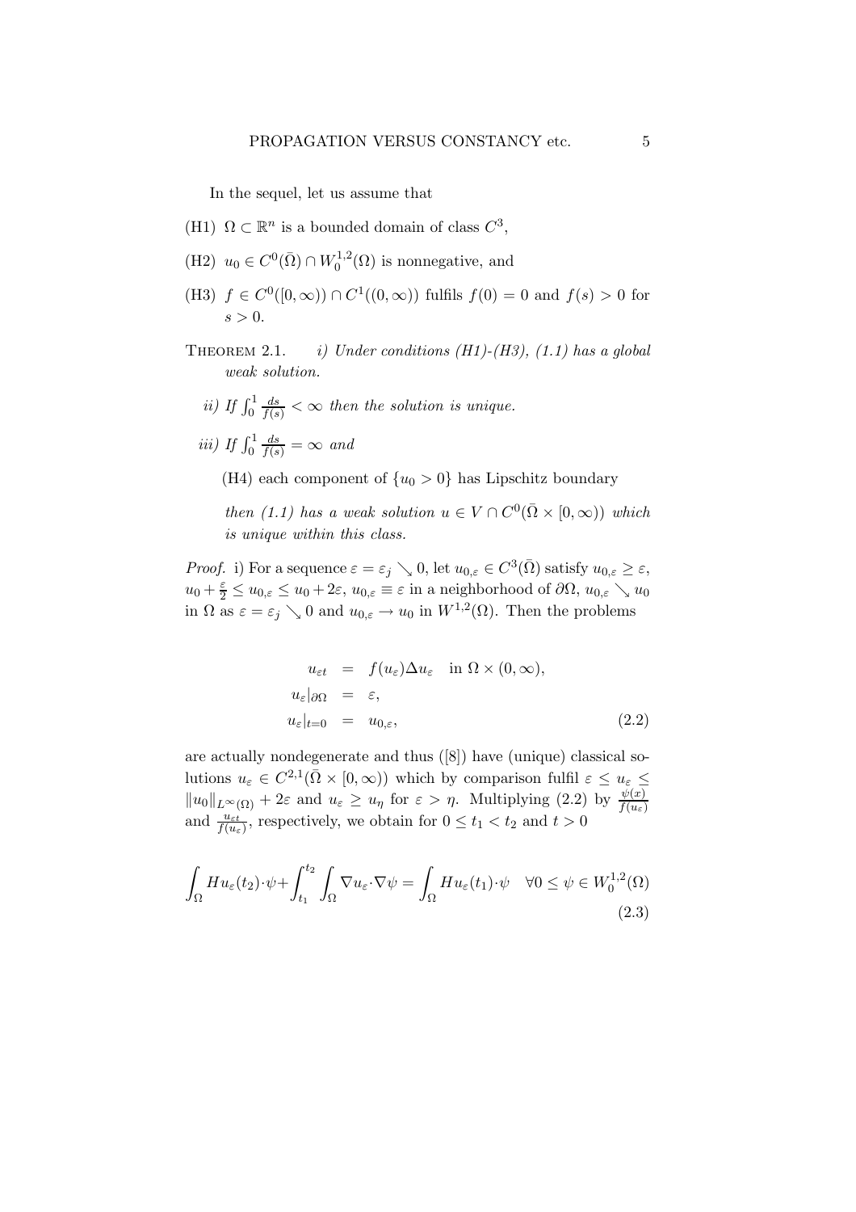In the sequel, let us assume that

(H1) $\Omega \subset \mathbb{R}^n$ is a bounded domain of class $C^3$,

(H2) $u_0 \in C^0(\bar{\Omega}) \cap W_0^{1,2}(\Omega)$ is nonnegative, and

(H3) $f \in C^0([0,\infty)) \cap C^1((0,\infty))$ fulfils $f(0) = 0$ and $f(s) > 0$ for $s > 0$.

THEOREM 2.1. *i) Under conditions (H1)-(H3), (1.1) has a global weak solution.*

*ii) If* $\int_0^1 \frac{ds}{f(s)} < \infty$ *then the solution is unique.*

*iii) If* $\int_0^1 \frac{ds}{f(s)} = \infty$ *and*

(H4) each component of $\{u_0 > 0\}$ has Lipschitz boundary

*then (1.1) has a weak solution* $u \in V \cap C^0(\bar{\Omega} \times [0,\infty))$ *which is unique within this class.*

*Proof.* i) For a sequence $\varepsilon = \varepsilon_j \searrow 0$, let $u_{0,\varepsilon} \in C^3(\bar{\Omega})$ satisfy $u_{0,\varepsilon} \geq \varepsilon$, $u_0 + \frac{\varepsilon}{2} \leq u_{0,\varepsilon} \leq u_0 + 2\varepsilon$, $u_{0,\varepsilon} \equiv \varepsilon$ in a neighborhood of $\partial\Omega$, $u_{0,\varepsilon} \searrow u_0$ in $\Omega$ as $\varepsilon = \varepsilon_j \searrow 0$ and $u_{0,\varepsilon} \to u_0$ in $W^{1,2}(\Omega)$. Then the problems

$$
\begin{aligned}
u_{\varepsilon t} &= f(u_\varepsilon)\Delta u_\varepsilon \quad \text{in } \Omega \times (0,\infty), \\
u_\varepsilon|_{\partial\Omega} &= \varepsilon, \\
u_\varepsilon|_{t=0} &= u_{0,\varepsilon},
\end{aligned}
\tag{2.2}
$$

are actually nondegenerate and thus ([8]) have (unique) classical solutions $u_\varepsilon \in C^{2,1}(\bar{\Omega} \times [0,\infty))$ which by comparison fulfil $\varepsilon \leq u_\varepsilon \leq \|u_0\|_{L^\infty(\Omega)} + 2\varepsilon$ and $u_\varepsilon \geq u_\eta$ for $\varepsilon > \eta$. Multiplying (2.2) by $\frac{\psi(x)}{f(u_\varepsilon)}$ and $\frac{u_{\varepsilon t}}{f(u_\varepsilon)}$, respectively, we obtain for $0 \leq t_1 < t_2$ and $t > 0$

$$
\int_\Omega Hu_\varepsilon(t_2)\cdot\psi + \int_{t_1}^{t_2}\int_\Omega \nabla u_\varepsilon \cdot \nabla\psi = \int_\Omega Hu_\varepsilon(t_1)\cdot\psi \quad \forall 0 \leq \psi \in W_0^{1,2}(\Omega)
\tag{2.3}
$$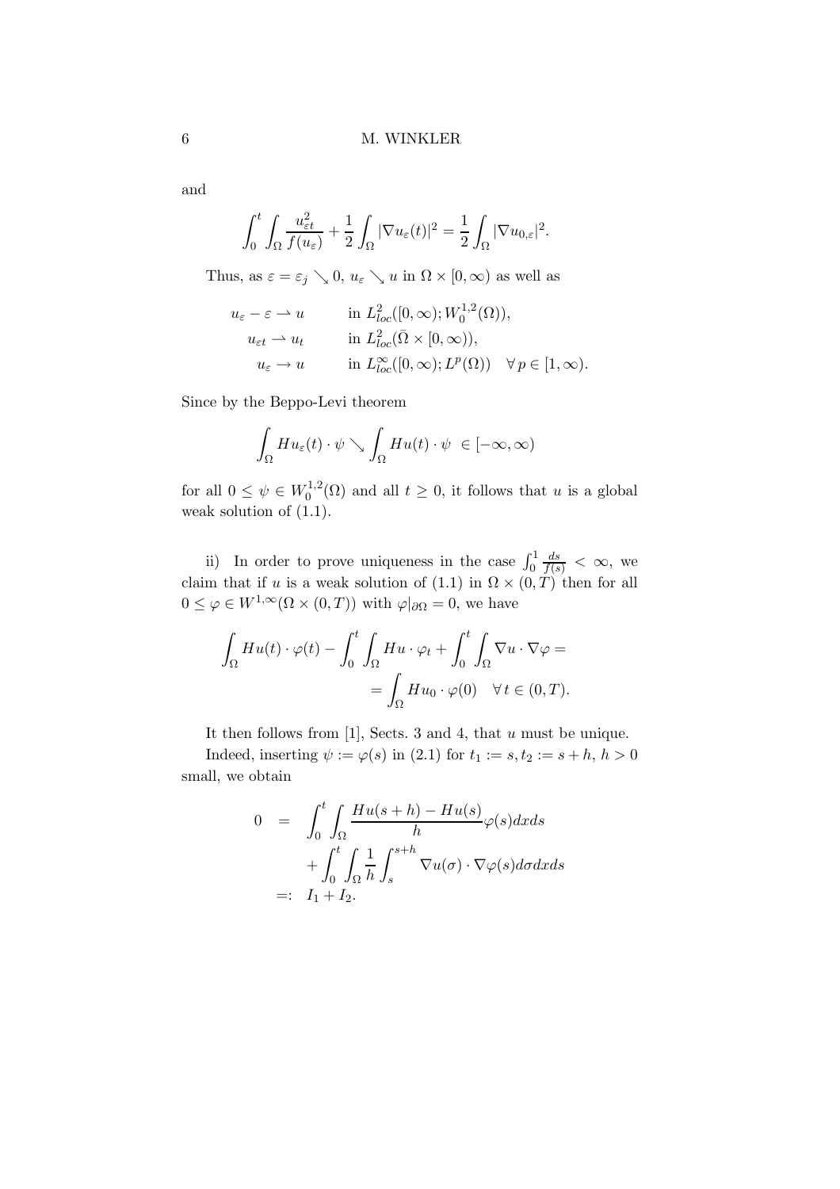and

$$\int_0^t \int_\Omega \frac{u_{\varepsilon t}^2}{f(u_\varepsilon)} + \frac{1}{2}\int_\Omega |\nabla u_\varepsilon(t)|^2 = \frac{1}{2}\int_\Omega |\nabla u_{0,\varepsilon}|^2.$$

Thus, as $\varepsilon = \varepsilon_j \searrow 0$, $u_\varepsilon \searrow u$ in $\Omega \times [0,\infty)$ as well as

$$\begin{aligned}
u_\varepsilon - \varepsilon \rightharpoonup u \qquad & \text{in } L^2_{loc}([0,\infty); W_0^{1,2}(\Omega)), \\
u_{\varepsilon t} \rightharpoonup u_t \qquad & \text{in } L^2_{loc}(\bar{\Omega} \times [0,\infty)), \\
u_\varepsilon \to u \qquad & \text{in } L^\infty_{loc}([0,\infty); L^p(\Omega)) \quad \forall\, p \in [1,\infty).
\end{aligned}$$

Since by the Beppo-Levi theorem

$$\int_\Omega Hu_\varepsilon(t) \cdot \psi \searrow \int_\Omega Hu(t) \cdot \psi \ \in [-\infty, \infty)$$

for all $0 \le \psi \in W_0^{1,2}(\Omega)$ and all $t \ge 0$, it follows that $u$ is a global weak solution of (1.1).

ii) In order to prove uniqueness in the case $\int_0^1 \frac{ds}{f(s)} < \infty$, we claim that if $u$ is a weak solution of (1.1) in $\Omega \times (0,T)$ then for all $0 \le \varphi \in W^{1,\infty}(\Omega \times (0,T))$ with $\varphi|_{\partial\Omega} = 0$, we have

$$\begin{aligned}
\int_\Omega Hu(t) \cdot \varphi(t) - \int_0^t \int_\Omega Hu \cdot \varphi_t + \int_0^t \int_\Omega \nabla u \cdot \nabla \varphi = \\
= \int_\Omega Hu_0 \cdot \varphi(0) \quad \forall\, t \in (0,T).
\end{aligned}$$

It then follows from [1], Sects. 3 and 4, that $u$ must be unique.

Indeed, inserting $\psi := \varphi(s)$ in (2.1) for $t_1 := s, t_2 := s+h$, $h > 0$ small, we obtain

$$\begin{aligned}
0 \quad &= \quad \int_0^t \int_\Omega \frac{Hu(s+h) - Hu(s)}{h} \varphi(s) dx ds \\
& \qquad + \int_0^t \int_\Omega \frac{1}{h} \int_s^{s+h} \nabla u(\sigma) \cdot \nabla \varphi(s) d\sigma dx ds \\
&=: \quad I_1 + I_2.
\end{aligned}$$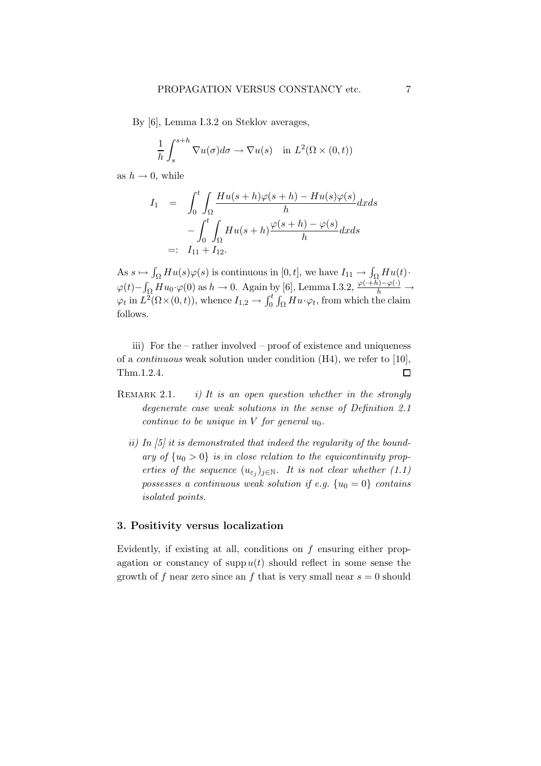By [6], Lemma I.3.2 on Steklov averages,

$$\frac{1}{h}\int_s^{s+h} \nabla u(\sigma)d\sigma \to \nabla u(s) \quad \text{in } L^2(\Omega \times (0,t))$$

as $h \to 0$, while

$$\begin{aligned} I_1 &= \int_0^t \int_\Omega \frac{Hu(s+h)\varphi(s+h) - Hu(s)\varphi(s)}{h} dxds \\ &\quad - \int_0^t \int_\Omega Hu(s+h)\frac{\varphi(s+h) - \varphi(s)}{h} dxds \\ &=: I_{11} + I_{12}. \end{aligned}$$

As $s \mapsto \int_\Omega Hu(s)\varphi(s)$ is continuous in $[0,t]$, we have $I_{11} \to \int_\Omega Hu(t) \cdot \varphi(t) - \int_\Omega Hu_0 \cdot \varphi(0)$ as $h \to 0$. Again by [6], Lemma I.3.2, $\frac{\varphi(\cdot+h)-\varphi(\cdot)}{h} \to \varphi_t$ in $L^2(\Omega \times (0,t))$, whence $I_{1,2} \to \int_0^t \int_\Omega Hu \cdot \varphi_t$, from which the claim follows.

iii) For the – rather involved – proof of existence and uniqueness of a *continuous* weak solution under condition (H4), we refer to [10], Thm.1.2.4. □

REMARK 2.1. *i) It is an open question whether in the strongly degenerate case weak solutions in the sense of Definition 2.1 continue to be unique in $V$ for general $u_0$.*

*ii) In [5] it is demonstrated that indeed the regularity of the boundary of $\{u_0 > 0\}$ is in close relation to the equicontinuity properties of the sequence $(u_{\varepsilon_j})_{j\in\mathbb{N}}$. It is not clear whether (1.1) possesses a continuous weak solution if e.g. $\{u_0 = 0\}$ contains isolated points.*

## 3. Positivity versus localization

Evidently, if existing at all, conditions on $f$ ensuring either propagation or constancy of $\operatorname{supp} u(t)$ should reflect in some sense the growth of $f$ near zero since an $f$ that is very small near $s = 0$ should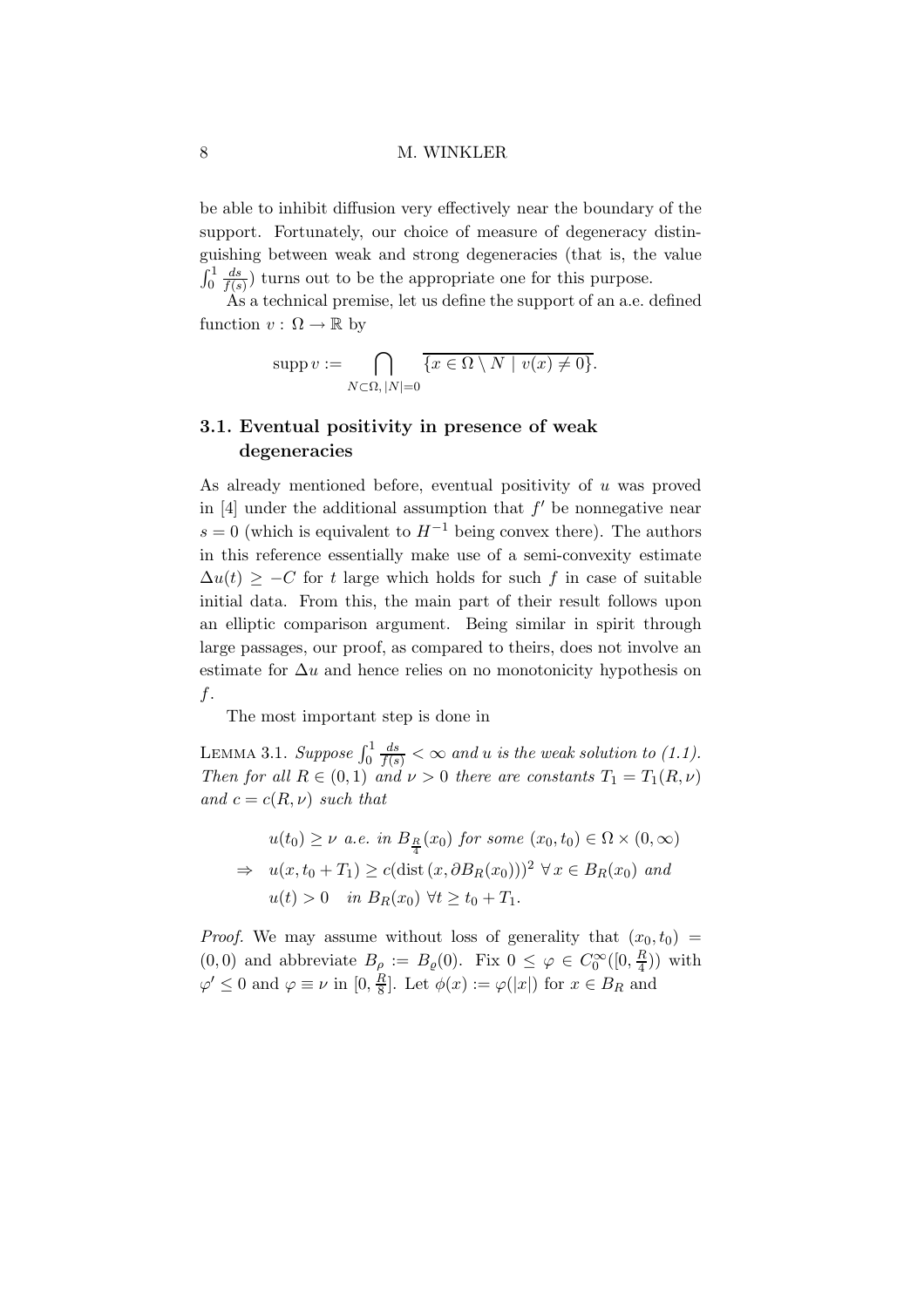be able to inhibit diffusion very effectively near the boundary of the support. Fortunately, our choice of measure of degeneracy distinguishing between weak and strong degeneracies (that is, the value $\int_0^1 \frac{ds}{f(s)}$) turns out to be the appropriate one for this purpose.

As a technical premise, let us define the support of an a.e. defined function $v : \Omega \to \mathbb{R}$ by

$$\operatorname{supp} v := \bigcap_{N \subset \Omega,\, |N|=0} \overline{\{x \in \Omega \setminus N \mid v(x) \neq 0\}}.$$

### 3.1. Eventual positivity in presence of weak degeneracies

As already mentioned before, eventual positivity of $u$ was proved in [4] under the additional assumption that $f'$ be nonnegative near $s = 0$ (which is equivalent to $H^{-1}$ being convex there). The authors in this reference essentially make use of a semi-convexity estimate $\Delta u(t) \geq -C$ for $t$ large which holds for such $f$ in case of suitable initial data. From this, the main part of their result follows upon an elliptic comparison argument. Being similar in spirit through large passages, our proof, as compared to theirs, does not involve an estimate for $\Delta u$ and hence relies on no monotonicity hypothesis on $f$.

The most important step is done in

Lemma 3.1. *Suppose $\int_0^1 \frac{ds}{f(s)} < \infty$ and $u$ is the weak solution to (1.1). Then for all $R \in (0,1)$ and $\nu > 0$ there are constants $T_1 = T_1(R, \nu)$ and $c = c(R, \nu)$ such that*

$$\begin{aligned}
&u(t_0) \geq \nu \text{ a.e. in } B_{\frac{R}{4}}(x_0) \text{ for some } (x_0, t_0) \in \Omega \times (0, \infty) \\
\Rightarrow \quad &u(x, t_0 + T_1) \geq c(\operatorname{dist}(x, \partial B_R(x_0)))^2 \ \forall x \in B_R(x_0) \text{ and} \\
&u(t) > 0 \quad \text{in } B_R(x_0) \ \forall t \geq t_0 + T_1.
\end{aligned}$$

*Proof.* We may assume without loss of generality that $(x_0, t_0) = (0, 0)$ and abbreviate $B_\rho := B_\varrho(0)$. Fix $0 \leq \varphi \in C_0^\infty([0, \frac{R}{4}))$ with $\varphi' \leq 0$ and $\varphi \equiv \nu$ in $[0, \frac{R}{8}]$. Let $\phi(x) := \varphi(|x|)$ for $x \in B_R$ and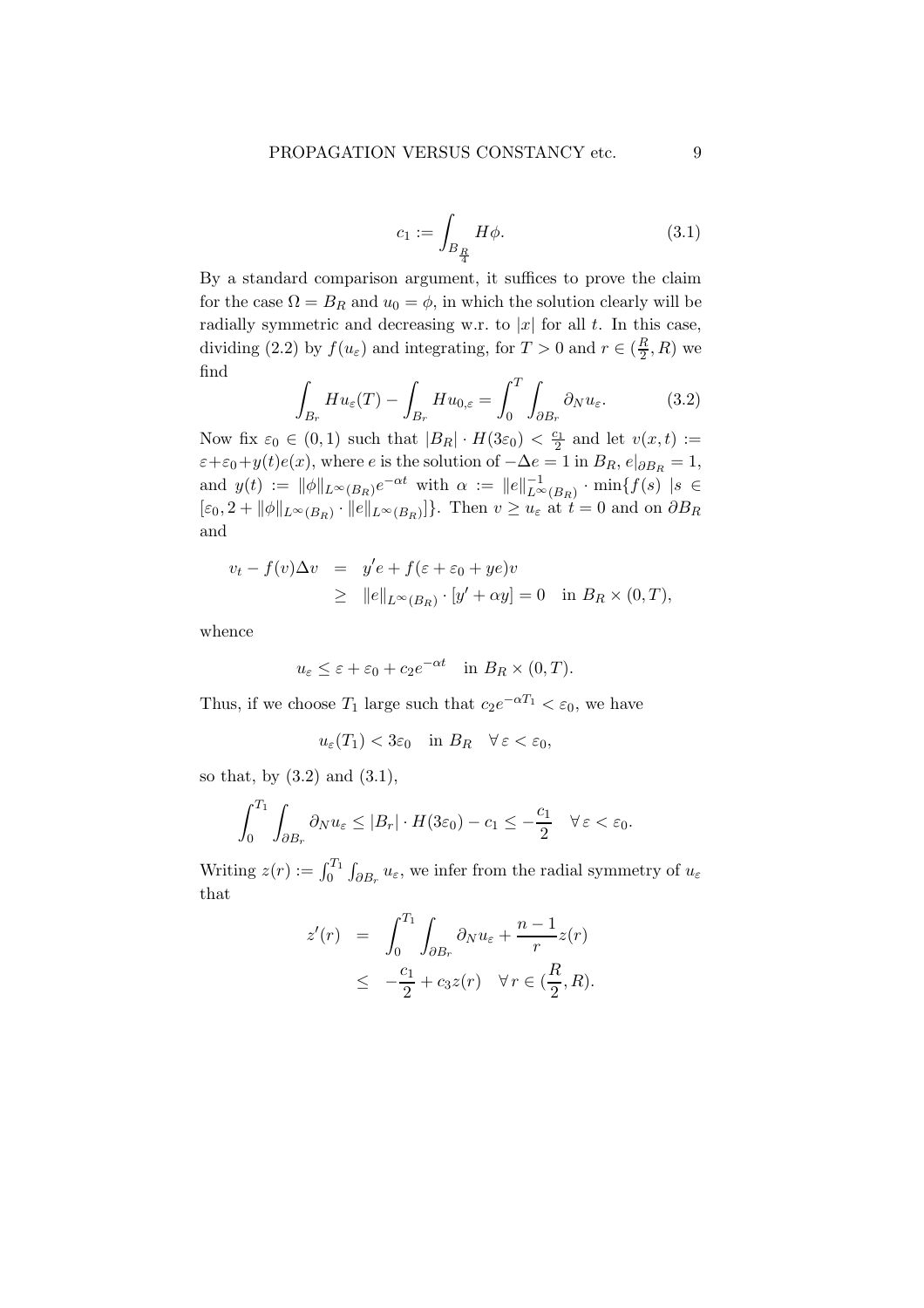$$c_1 := \int_{B_{\frac{R}{4}}} H\phi. \tag{3.1}$$

By a standard comparison argument, it suffices to prove the claim for the case $\Omega = B_R$ and $u_0 = \phi$, in which the solution clearly will be radially symmetric and decreasing w.r.t. to $|x|$ for all $t$. In this case, dividing (2.2) by $f(u_\varepsilon)$ and integrating, for $T > 0$ and $r \in (\frac{R}{2}, R)$ we find

$$\int_{B_r} Hu_\varepsilon(T) - \int_{B_r} Hu_{0,\varepsilon} = \int_0^T \int_{\partial B_r} \partial_N u_\varepsilon. \tag{3.2}$$

Now fix $\varepsilon_0 \in (0,1)$ such that $|B_R| \cdot H(3\varepsilon_0) < \frac{c_1}{2}$ and let $v(x,t) := \varepsilon + \varepsilon_0 + y(t)e(x)$, where $e$ is the solution of $-\Delta e = 1$ in $B_R$, $e|_{\partial B_R} = 1$, and $y(t) := \|\phi\|_{L^\infty(B_R)} e^{-\alpha t}$ with $\alpha := \|e\|^{-1}_{L^\infty(B_R)} \cdot \min\{f(s) \ |s \in [\varepsilon_0, 2 + \|\phi\|_{L^\infty(B_R)} \cdot \|e\|_{L^\infty(B_R)}]\}$. Then $v \geq u_\varepsilon$ at $t = 0$ and on $\partial B_R$ and

$$\begin{aligned}
v_t - f(v)\Delta v &= y'e + f(\varepsilon + \varepsilon_0 + ye)v \\
&\geq \|e\|_{L^\infty(B_R)} \cdot [y' + \alpha y] = 0 \quad \text{in } B_R \times (0,T),
\end{aligned}$$

whence

$$u_\varepsilon \leq \varepsilon + \varepsilon_0 + c_2 e^{-\alpha t} \quad \text{in } B_R \times (0,T).$$

Thus, if we choose $T_1$ large such that $c_2 e^{-\alpha T_1} < \varepsilon_0$, we have

$$u_\varepsilon(T_1) < 3\varepsilon_0 \quad \text{in } B_R \quad \forall \, \varepsilon < \varepsilon_0,$$

so that, by (3.2) and (3.1),

$$\int_0^{T_1} \int_{\partial B_r} \partial_N u_\varepsilon \leq |B_r| \cdot H(3\varepsilon_0) - c_1 \leq -\frac{c_1}{2} \quad \forall \, \varepsilon < \varepsilon_0.$$

Writing $z(r) := \int_0^{T_1} \int_{\partial B_r} u_\varepsilon$, we infer from the radial symmetry of $u_\varepsilon$ that

$$\begin{aligned}
z'(r) &= \int_0^{T_1} \int_{\partial B_r} \partial_N u_\varepsilon + \frac{n-1}{r} z(r) \\
&\leq -\frac{c_1}{2} + c_3 z(r) \quad \forall \, r \in (\frac{R}{2}, R).
\end{aligned}$$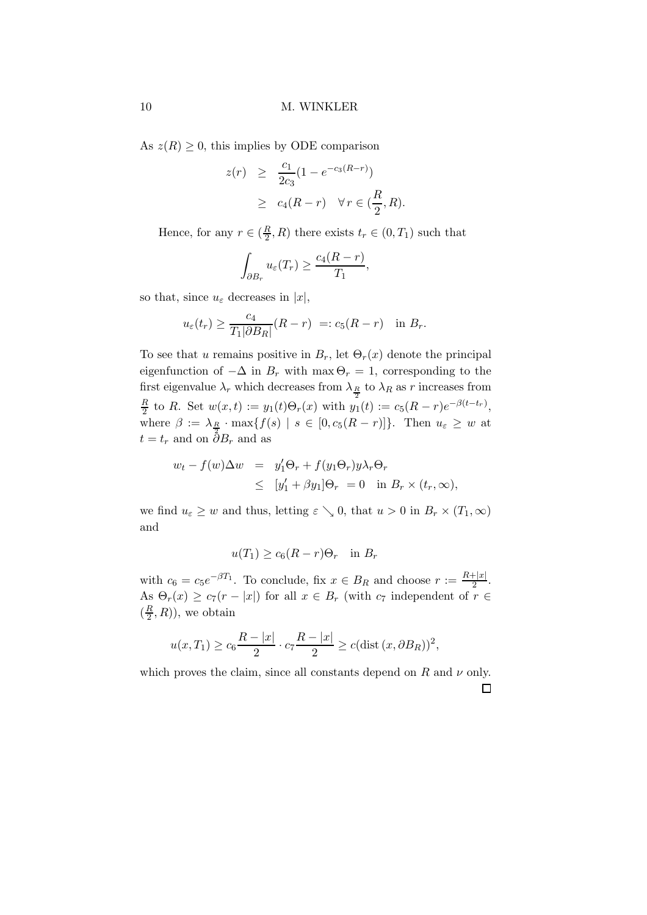As $z(R) \geq 0$, this implies by ODE comparison

$$
\begin{aligned}
z(r) &\geq \frac{c_1}{2c_3}(1 - e^{-c_3(R-r)}) \\
&\geq c_4(R-r) \quad \forall\, r \in (\frac{R}{2}, R).
\end{aligned}
$$

Hence, for any $r \in (\frac{R}{2}, R)$ there exists $t_r \in (0, T_1)$ such that

$$
\int_{\partial B_r} u_\varepsilon(T_r) \geq \frac{c_4(R-r)}{T_1},
$$

so that, since $u_\varepsilon$ decreases in $|x|$,

$$
u_\varepsilon(t_r) \geq \frac{c_4}{T_1 |\partial B_R|}(R-r) \ =: c_5(R-r) \quad \text{in } B_r.
$$

To see that $u$ remains positive in $B_r$, let $\Theta_r(x)$ denote the principal eigenfunction of $-\Delta$ in $B_r$ with $\max \Theta_r = 1$, corresponding to the first eigenvalue $\lambda_r$ which decreases from $\lambda_{\frac{R}{2}}$ to $\lambda_R$ as $r$ increases from $\frac{R}{2}$ to $R$. Set $w(x,t) := y_1(t)\Theta_r(x)$ with $y_1(t) := c_5(R-r)e^{-\beta(t-t_r)}$, where $\beta := \lambda_{\frac{R}{2}} \cdot \max\{f(s) \mid s \in [0, c_5(R-r)]\}$. Then $u_\varepsilon \geq w$ at $t = t_r$ and on $\partial B_r$ and as

$$
\begin{aligned}
w_t - f(w)\Delta w &= y_1'\Theta_r + f(y_1\Theta_r) y \lambda_r \Theta_r \\
&\leq [y_1' + \beta y_1]\Theta_r \ = 0 \quad \text{in } B_r \times (t_r, \infty),
\end{aligned}
$$

we find $u_\varepsilon \geq w$ and thus, letting $\varepsilon \searrow 0$, that $u > 0$ in $B_r \times (T_1, \infty)$ and

$$
u(T_1) \geq c_6(R-r)\Theta_r \quad \text{in } B_r
$$

with $c_6 = c_5 e^{-\beta T_1}$. To conclude, fix $x \in B_R$ and choose $r := \frac{R+|x|}{2}$. As $\Theta_r(x) \geq c_7(r - |x|)$ for all $x \in B_r$ (with $c_7$ independent of $r \in (\frac{R}{2}, R)$), we obtain

$$
u(x, T_1) \geq c_6 \frac{R - |x|}{2} \cdot c_7 \frac{R - |x|}{2} \geq c(\operatorname{dist}(x, \partial B_R))^2,
$$

which proves the claim, since all constants depend on $R$ and $\nu$ only.

∎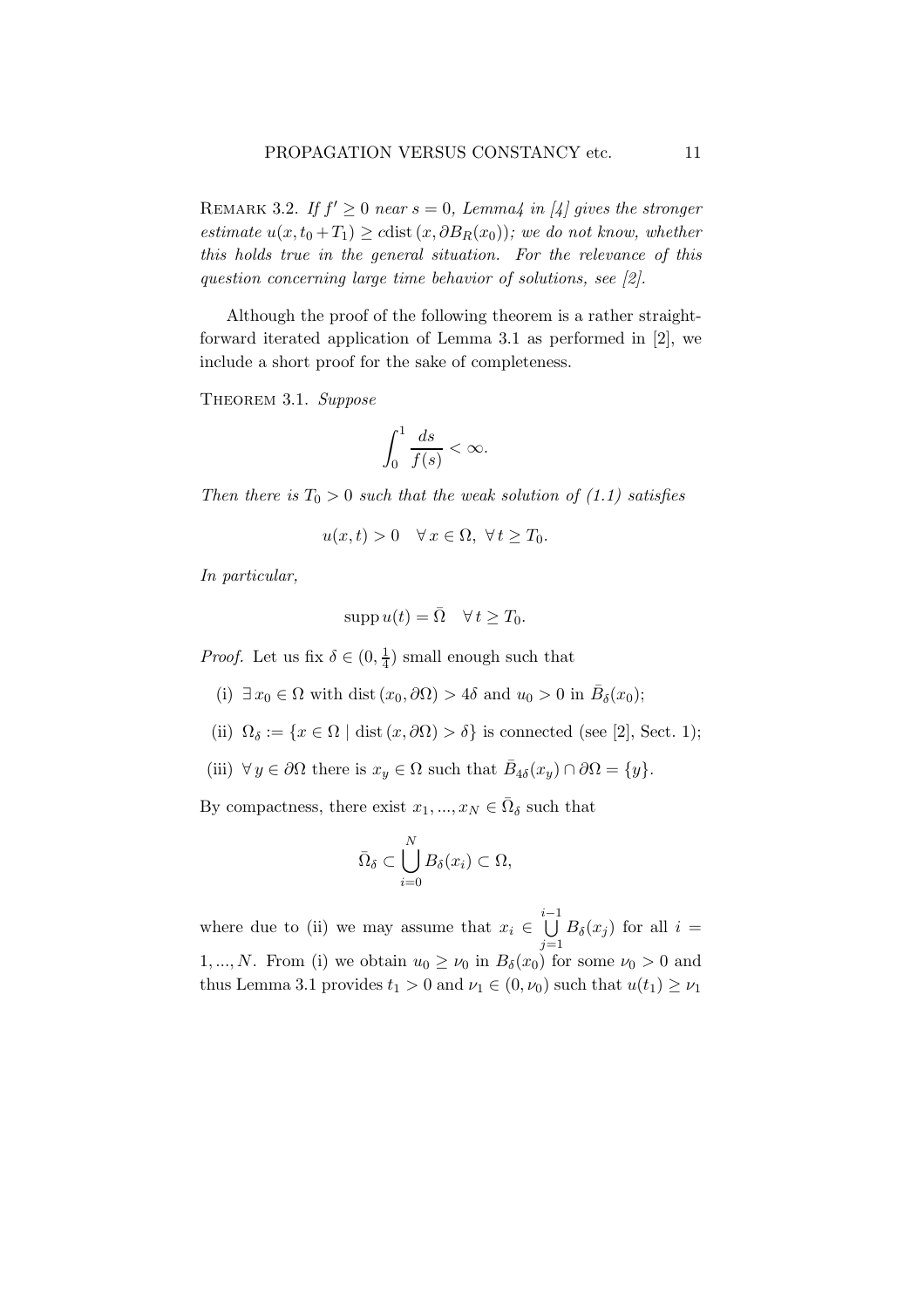Remark 3.2. *If $f' \geq 0$ near $s = 0$, Lemma4 in [4] gives the stronger estimate $u(x, t_0 + T_1) \geq c\,\mathrm{dist}\,(x, \partial B_R(x_0))$; we do not know, whether this holds true in the general situation. For the relevance of this question concerning large time behavior of solutions, see [2].*

Although the proof of the following theorem is a rather straightforward iterated application of Lemma 3.1 as performed in [2], we include a short proof for the sake of completeness.

Theorem 3.1. *Suppose*

$$\int_0^1 \frac{ds}{f(s)} < \infty.$$

*Then there is $T_0 > 0$ such that the weak solution of (1.1) satisfies*

$$u(x,t) > 0 \quad \forall\, x \in \Omega,\ \forall\, t \geq T_0.$$

*In particular,*

$$\operatorname{supp} u(t) = \bar{\Omega} \quad \forall\, t \geq T_0.$$

*Proof.* Let us fix $\delta \in (0, \frac{1}{4})$ small enough such that

(i) $\exists\, x_0 \in \Omega$ with $\mathrm{dist}\,(x_0, \partial\Omega) > 4\delta$ and $u_0 > 0$ in $\bar{B}_\delta(x_0)$;

(ii) $\Omega_\delta := \{x \in \Omega \mid \mathrm{dist}\,(x, \partial\Omega) > \delta\}$ is connected (see [2], Sect. 1);

(iii) $\forall\, y \in \partial\Omega$ there is $x_y \in \Omega$ such that $\bar{B}_{4\delta}(x_y) \cap \partial\Omega = \{y\}$.

By compactness, there exist $x_1, ..., x_N \in \bar{\Omega}_\delta$ such that

$$\bar{\Omega}_\delta \subset \bigcup_{i=0}^{N} B_\delta(x_i) \subset \Omega,$$

where due to (ii) we may assume that $x_i \in \bigcup_{j=1}^{i-1} B_\delta(x_j)$ for all $i = 1, ..., N$. From (i) we obtain $u_0 \geq \nu_0$ in $B_\delta(x_0)$ for some $\nu_0 > 0$ and thus Lemma 3.1 provides $t_1 > 0$ and $\nu_1 \in (0, \nu_0)$ such that $u(t_1) \geq \nu_1$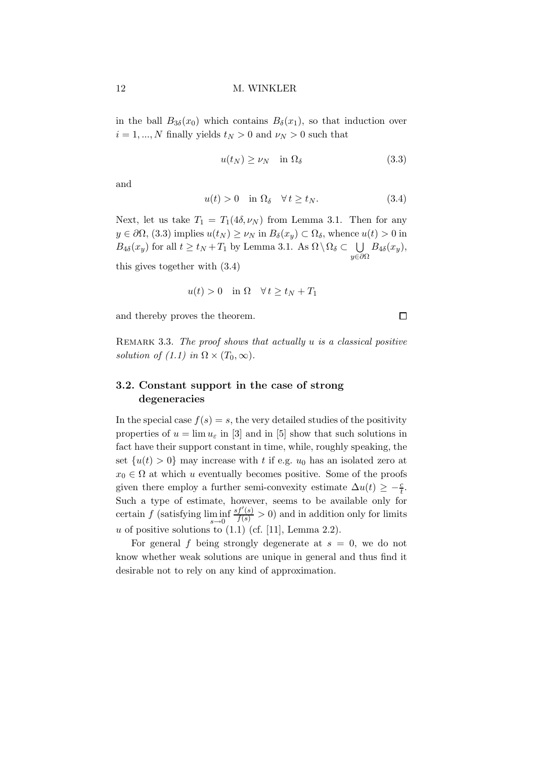in the ball $B_{3\delta}(x_0)$ which contains $B_\delta(x_1)$, so that induction over $i = 1, ..., N$ finally yields $t_N > 0$ and $\nu_N > 0$ such that

$$u(t_N) \geq \nu_N \quad \text{in } \Omega_\delta \tag{3.3}$$

and

$$u(t) > 0 \quad \text{in } \Omega_\delta \quad \forall\, t \geq t_N. \tag{3.4}$$

Next, let us take $T_1 = T_1(4\delta, \nu_N)$ from Lemma 3.1. Then for any $y \in \partial\Omega$, (3.3) implies $u(t_N) \geq \nu_N$ in $B_\delta(x_y) \subset \Omega_\delta$, whence $u(t) > 0$ in $B_{4\delta}(x_y)$ for all $t \geq t_N + T_1$ by Lemma 3.1. As $\Omega \setminus \Omega_\delta \subset \bigcup_{y \in \partial\Omega} B_{4\delta}(x_y)$, this gives together with (3.4)

$$u(t) > 0 \quad \text{in } \Omega \quad \forall\, t \geq t_N + T_1$$

and thereby proves the theorem. □

Remark 3.3. *The proof shows that actually $u$ is a classical positive solution of (1.1) in $\Omega \times (T_0, \infty)$.*

### 3.2. Constant support in the case of strong degeneracies

In the special case $f(s) = s$, the very detailed studies of the positivity properties of $u = \lim u_\varepsilon$ in [3] and in [5] show that such solutions in fact have their support constant in time, while, roughly speaking, the set $\{u(t) > 0\}$ may increase with $t$ if e.g. $u_0$ has an isolated zero at $x_0 \in \Omega$ at which $u$ eventually becomes positive. Some of the proofs given there employ a further semi-convexity estimate $\Delta u(t) \geq -\frac{c}{t}$. Such a type of estimate, however, seems to be available only for certain $f$ (satisfying $\liminf_{s \to 0} \frac{sf'(s)}{f(s)} > 0$) and in addition only for limits $u$ of positive solutions to (1.1) (cf. [11], Lemma 2.2).

For general $f$ being strongly degenerate at $s = 0$, we do not know whether weak solutions are unique in general and thus find it desirable not to rely on any kind of approximation.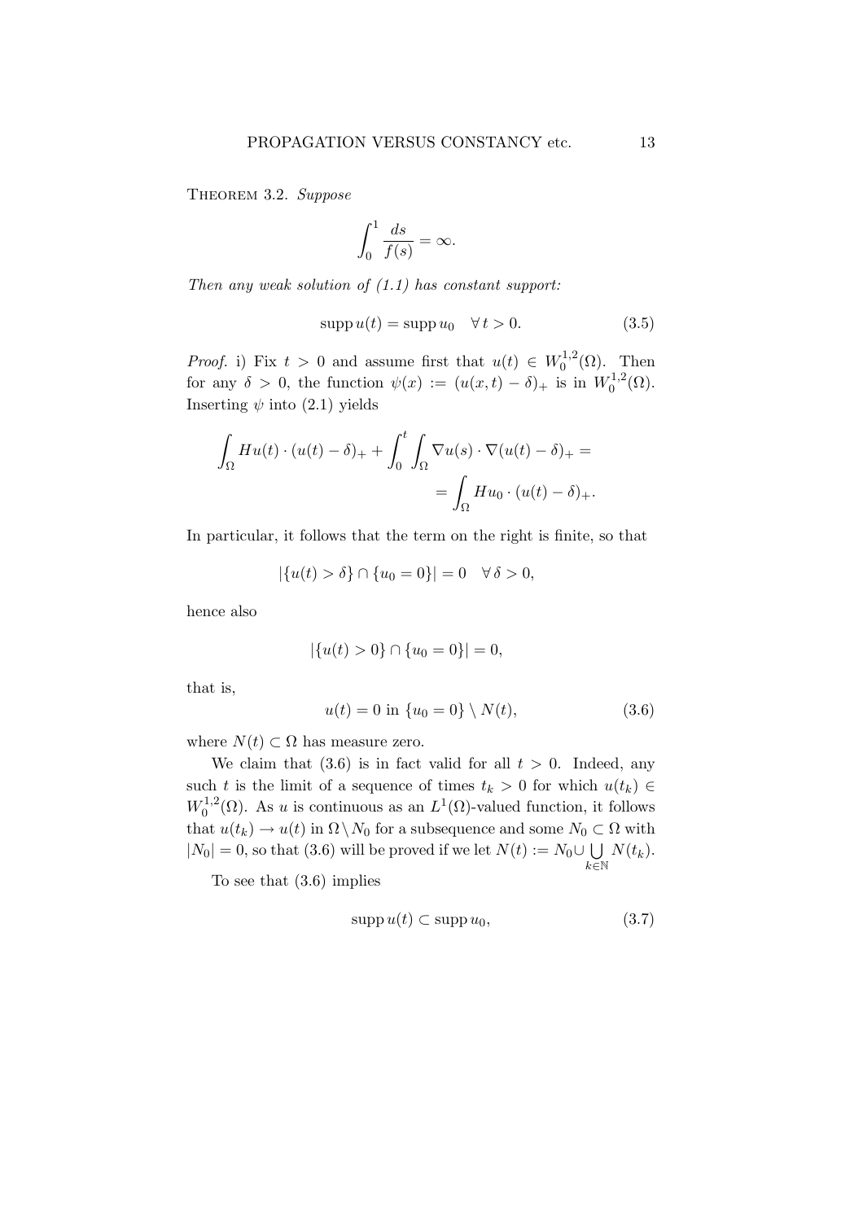**Theorem 3.2.** *Suppose*

$$\int_0^1 \frac{ds}{f(s)} = \infty.$$

*Then any weak solution of (1.1) has constant support:*

$$\operatorname{supp} u(t) = \operatorname{supp} u_0 \quad \forall\, t > 0. \tag{3.5}$$

*Proof.* i) Fix $t > 0$ and assume first that $u(t) \in W_0^{1,2}(\Omega)$. Then for any $\delta > 0$, the function $\psi(x) := (u(x,t) - \delta)_+$ is in $W_0^{1,2}(\Omega)$. Inserting $\psi$ into (2.1) yields

$$\int_\Omega Hu(t) \cdot (u(t) - \delta)_+ + \int_0^t \int_\Omega \nabla u(s) \cdot \nabla (u(t) - \delta)_+ = \\ = \int_\Omega Hu_0 \cdot (u(t) - \delta)_+.$$

In particular, it follows that the term on the right is finite, so that

$$|\{u(t) > \delta\} \cap \{u_0 = 0\}| = 0 \quad \forall\, \delta > 0,$$

hence also

$$|\{u(t) > 0\} \cap \{u_0 = 0\}| = 0,$$

that is,

$$u(t) = 0 \text{ in } \{u_0 = 0\} \setminus N(t), \tag{3.6}$$

where $N(t) \subset \Omega$ has measure zero.

We claim that (3.6) is in fact valid for all $t > 0$. Indeed, any such $t$ is the limit of a sequence of times $t_k > 0$ for which $u(t_k) \in W_0^{1,2}(\Omega)$. As $u$ is continuous as an $L^1(\Omega)$-valued function, it follows that $u(t_k) \to u(t)$ in $\Omega \setminus N_0$ for a subsequence and some $N_0 \subset \Omega$ with $|N_0| = 0$, so that (3.6) will be proved if we let $N(t) := N_0 \cup \bigcup_{k \in \mathbb{N}} N(t_k)$.

To see that (3.6) implies

$$\operatorname{supp} u(t) \subset \operatorname{supp} u_0, \tag{3.7}$$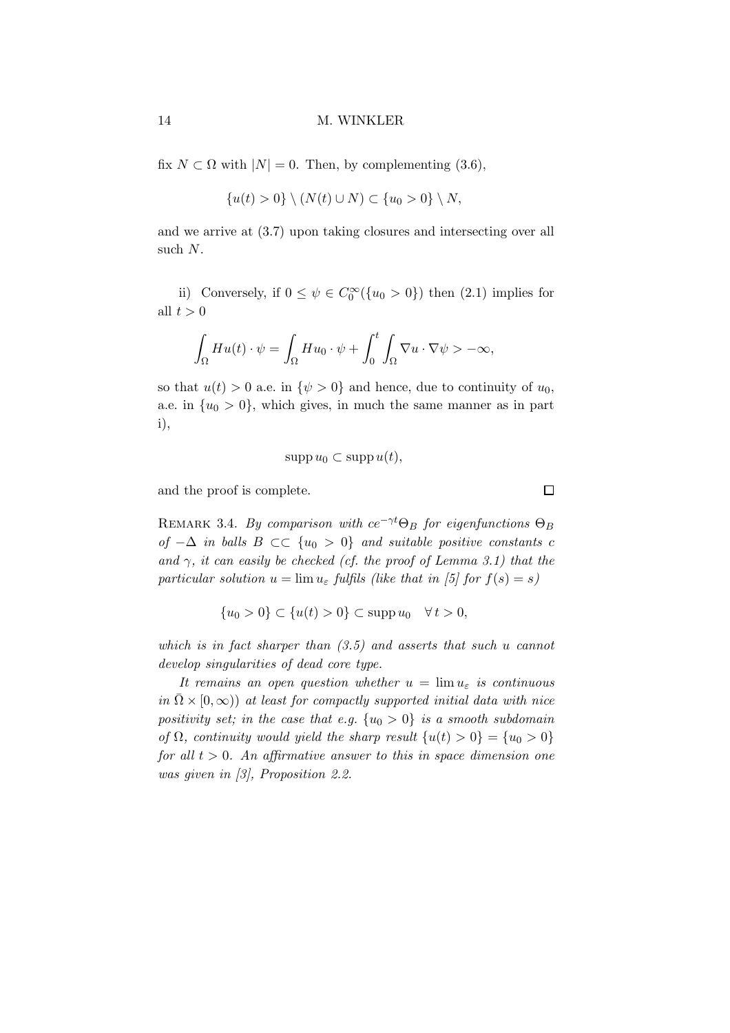fix $N \subset \Omega$ with $|N| = 0$. Then, by complementing (3.6),

$$\{u(t) > 0\} \setminus (N(t) \cup N) \subset \{u_0 > 0\} \setminus N,$$

and we arrive at (3.7) upon taking closures and intersecting over all such $N$.

ii) Conversely, if $0 \le \psi \in C_0^\infty(\{u_0 > 0\})$ then (2.1) implies for all $t > 0$

$$\int_\Omega Hu(t) \cdot \psi = \int_\Omega Hu_0 \cdot \psi + \int_0^t \int_\Omega \nabla u \cdot \nabla \psi > -\infty,$$

so that $u(t) > 0$ a.e. in $\{\psi > 0\}$ and hence, due to continuity of $u_0$, a.e. in $\{u_0 > 0\}$, which gives, in much the same manner as in part i),

$$\operatorname{supp} u_0 \subset \operatorname{supp} u(t),$$

and the proof is complete. $\square$

REMARK 3.4. *By comparison with $ce^{-\gamma t}\Theta_B$ for eigenfunctions $\Theta_B$ of $-\Delta$ in balls $B \subset\subset \{u_0 > 0\}$ and suitable positive constants $c$ and $\gamma$, it can easily be checked (cf. the proof of Lemma 3.1) that the particular solution $u = \lim u_\varepsilon$ fulfils (like that in [5] for $f(s) = s$)*

$$\{u_0 > 0\} \subset \{u(t) > 0\} \subset \operatorname{supp} u_0 \quad \forall\, t > 0,$$

*which is in fact sharper than (3.5) and asserts that such $u$ cannot develop singularities of dead core type.*

*It remains an open question whether $u = \lim u_\varepsilon$ is continuous in $\bar{\Omega} \times [0, \infty))$ at least for compactly supported initial data with nice positivity set; in the case that e.g. $\{u_0 > 0\}$ is a smooth subdomain of $\Omega$, continuity would yield the sharp result $\{u(t) > 0\} = \{u_0 > 0\}$ for all $t > 0$. An affirmative answer to this in space dimension one was given in [3], Proposition 2.2.*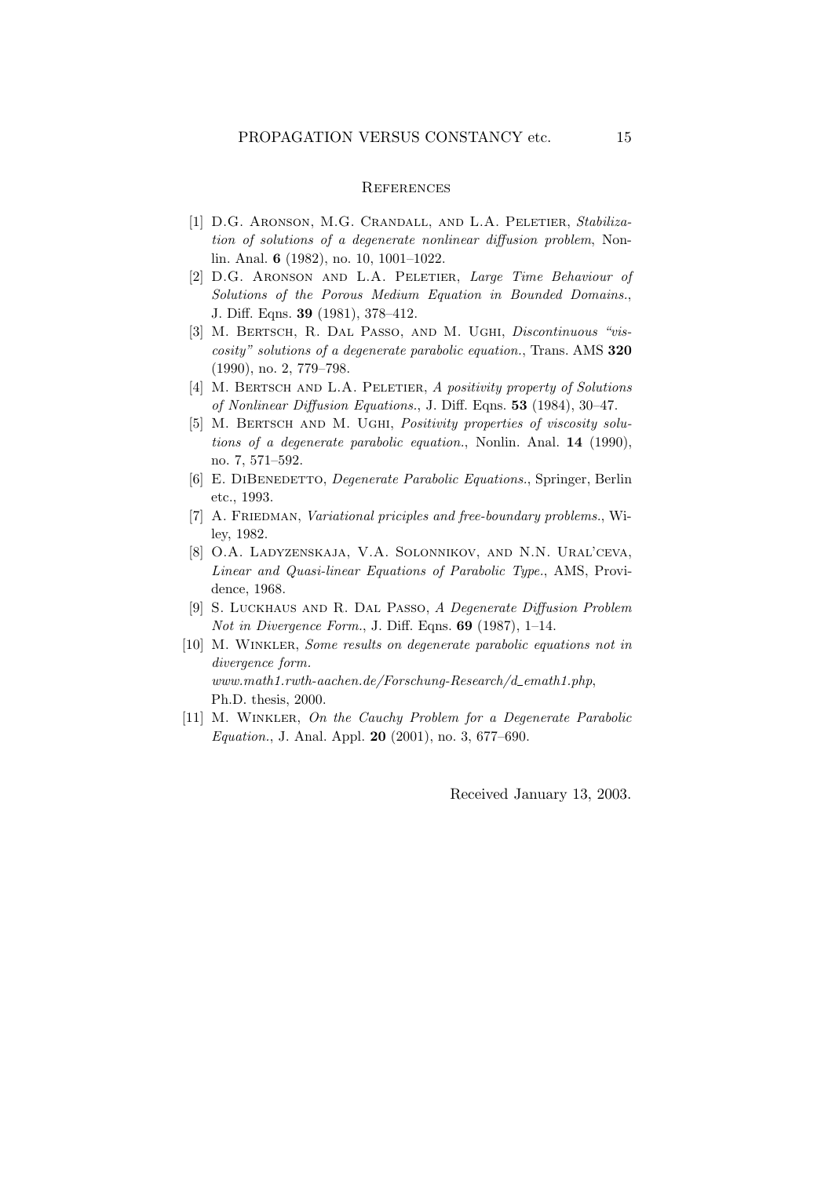## References

[1] D.G. Aronson, M.G. Crandall, and L.A. Peletier, *Stabilization of solutions of a degenerate nonlinear diffusion problem*, Nonlin. Anal. **6** (1982), no. 10, 1001–1022.

[2] D.G. Aronson and L.A. Peletier, *Large Time Behaviour of Solutions of the Porous Medium Equation in Bounded Domains.*, J. Diff. Eqns. **39** (1981), 378–412.

[3] M. Bertsch, R. Dal Passo, and M. Ughi, *Discontinuous "viscosity" solutions of a degenerate parabolic equation.*, Trans. AMS **320** (1990), no. 2, 779–798.

[4] M. Bertsch and L.A. Peletier, *A positivity property of Solutions of Nonlinear Diffusion Equations.*, J. Diff. Eqns. **53** (1984), 30–47.

[5] M. Bertsch and M. Ughi, *Positivity properties of viscosity solutions of a degenerate parabolic equation.*, Nonlin. Anal. **14** (1990), no. 7, 571–592.

[6] E. DiBenedetto, *Degenerate Parabolic Equations.*, Springer, Berlin etc., 1993.

[7] A. Friedman, *Variational priciples and free-boundary problems.*, Wiley, 1982.

[8] O.A. Ladyzenskaja, V.A. Solonnikov, and N.N. Ural'ceva, *Linear and Quasi-linear Equations of Parabolic Type.*, AMS, Providence, 1968.

[9] S. Luckhaus and R. Dal Passo, *A Degenerate Diffusion Problem Not in Divergence Form.*, J. Diff. Eqns. **69** (1987), 1–14.

[10] M. Winkler, *Some results on degenerate parabolic equations not in divergence form.* *www.math1.rwth-aachen.de/Forschung-Research/d_emath1.php*, Ph.D. thesis, 2000.

[11] M. Winkler, *On the Cauchy Problem for a Degenerate Parabolic Equation.*, J. Anal. Appl. **20** (2001), no. 3, 677–690.

Received January 13, 2003.